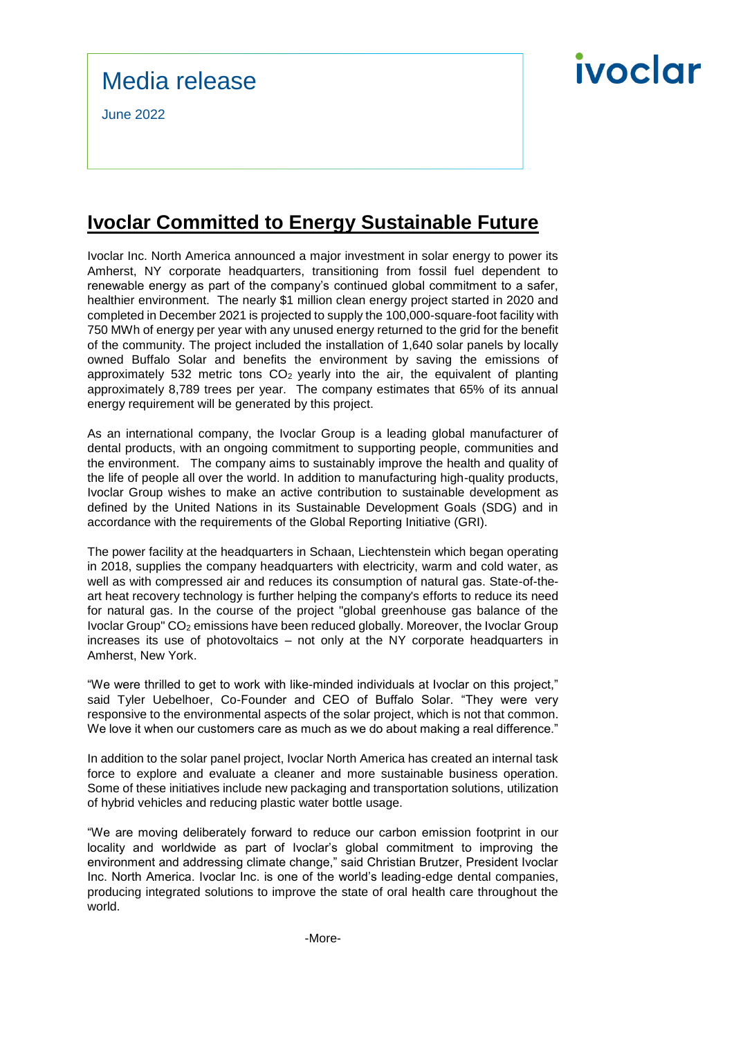# Media release

June 2022

## Ivoclar Committed to Energy Sustainable Future

Ivoclar Inc. North America announced a major investment in solar energy to power its Amherst, NY corporate headquarters, transitioning from fossil fuel dependent to renewable energy as part of the company's continued global commitment to a safer, healthier environment. The nearly $1 million clean energy project started in 2020 and completed in December 2021 is projected to supply the 100,000-square-foot facility with 750 MWh of energy per year with any unused energy returned to the grid for the benefit of the community. The project included the installation of 1,640 solar panels by locally owned Buffalo Solar and benefits the environment by saving the emissions of approximately 532 metric tons $CO_2$ yearly into the air, the equivalent of planting approximately 8,789 trees per year. The company estimates that 65% of its annual energy requirement will be generated by this project.

As an international company, the Ivoclar Group is a leading global manufacturer of dental products, with an ongoing commitment to supporting people, communities and the environment. The company aims to sustainably improve the health and quality of the life of people all over the world. In addition to manufacturing high-quality products, Ivoclar Group wishes to make an active contribution to sustainable development as defined by the United Nations in its Sustainable Development Goals (SDG) and in accordance with the requirements of the Global Reporting Initiative (GRI).

The power facility at the headquarters in Schaan, Liechtenstein which began operating in 2018, supplies the company headquarters with electricity, warm and cold water, as well as with compressed air and reduces its consumption of natural gas. State-of-the-art heat recovery technology is further helping the company's efforts to reduce its need for natural gas. In the course of the project "global greenhouse gas balance of the Ivoclar Group" $CO_2$ emissions have been reduced globally. Moreover, the Ivoclar Group increases its use of photovoltaics – not only at the NY corporate headquarters in Amherst, New York.

"We were thrilled to get to work with like-minded individuals at Ivoclar on this project," said Tyler Uebelhoer, Co-Founder and CEO of Buffalo Solar. "They were very responsive to the environmental aspects of the solar project, which is not that common. We love it when our customers care as much as we do about making a real difference."

In addition to the solar panel project, Ivoclar North America has created an internal task force to explore and evaluate a cleaner and more sustainable business operation. Some of these initiatives include new packaging and transportation solutions, utilization of hybrid vehicles and reducing plastic water bottle usage.

"We are moving deliberately forward to reduce our carbon emission footprint in our locality and worldwide as part of Ivoclar's global commitment to improving the environment and addressing climate change," said Christian Brutzer, President Ivoclar Inc. North America. Ivoclar Inc. is one of the world's leading-edge dental companies, producing integrated solutions to improve the state of oral health care throughout the world.

-More-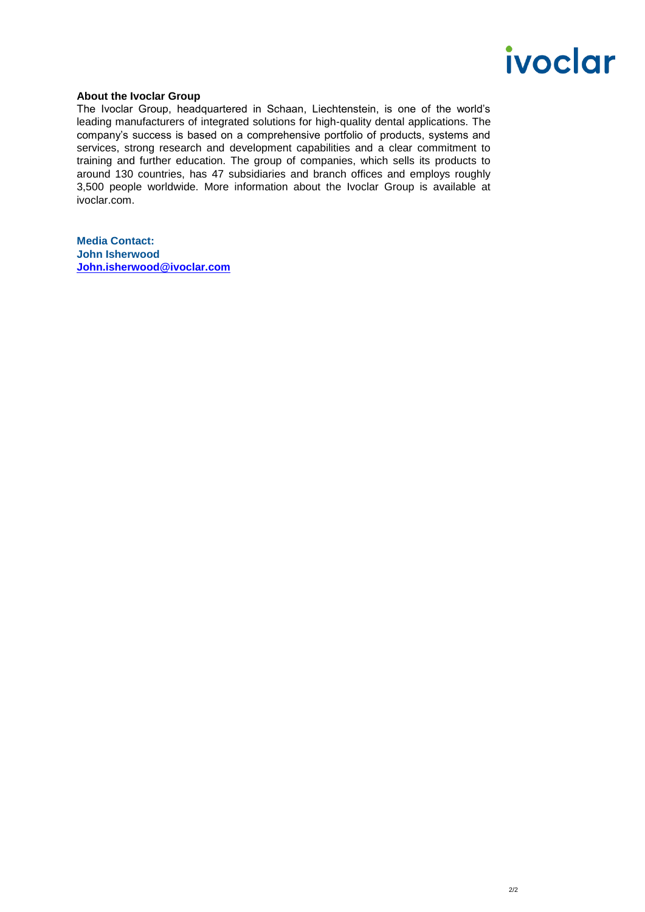**About the Ivoclar Group**

The Ivoclar Group, headquartered in Schaan, Liechtenstein, is one of the world's leading manufacturers of integrated solutions for high-quality dental applications. The company's success is based on a comprehensive portfolio of products, systems and services, strong research and development capabilities and a clear commitment to training and further education. The group of companies, which sells its products to around 130 countries, has 47 subsidiaries and branch offices and employs roughly 3,500 people worldwide. More information about the Ivoclar Group is available at ivoclar.com.

**Media Contact:**
**John Isherwood**
**John.isherwood@ivoclar.com**